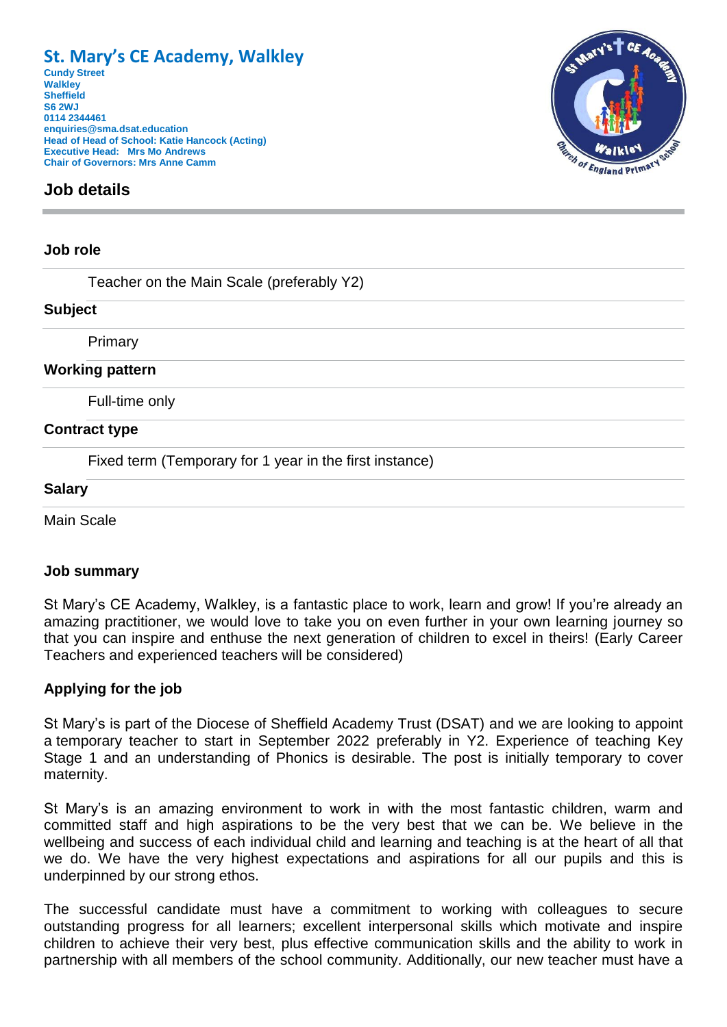# St. Mary's CE Academy, Walkley

**Cundy Street**
**Walkley**
**Sheffield**
**S6 2WJ**
**0114 2344461**
**enquiries@sma.dsat.education**
**Head of Head of School: Katie Hancock (Acting)**
**Executive Head: Mrs Mo Andrews**
**Chair of Governors: Mrs Anne Camm**

## Job details

### Job role

Teacher on the Main Scale (preferably Y2)

### Subject

Primary

### Working pattern

Full-time only

### Contract type

Fixed term (Temporary for 1 year in the first instance)

### Salary

Main Scale

### Job summary

St Mary's CE Academy, Walkley, is a fantastic place to work, learn and grow! If you're already an amazing practitioner, we would love to take you on even further in your own learning journey so that you can inspire and enthuse the next generation of children to excel in theirs! (Early Career Teachers and experienced teachers will be considered)

### Applying for the job

St Mary's is part of the Diocese of Sheffield Academy Trust (DSAT) and we are looking to appoint a temporary teacher to start in September 2022 preferably in Y2. Experience of teaching Key Stage 1 and an understanding of Phonics is desirable. The post is initially temporary to cover maternity.

St Mary's is an amazing environment to work in with the most fantastic children, warm and committed staff and high aspirations to be the very best that we can be. We believe in the wellbeing and success of each individual child and learning and teaching is at the heart of all that we do. We have the very highest expectations and aspirations for all our pupils and this is underpinned by our strong ethos.

The successful candidate must have a commitment to working with colleagues to secure outstanding progress for all learners; excellent interpersonal skills which motivate and inspire children to achieve their very best, plus effective communication skills and the ability to work in partnership with all members of the school community. Additionally, our new teacher must have a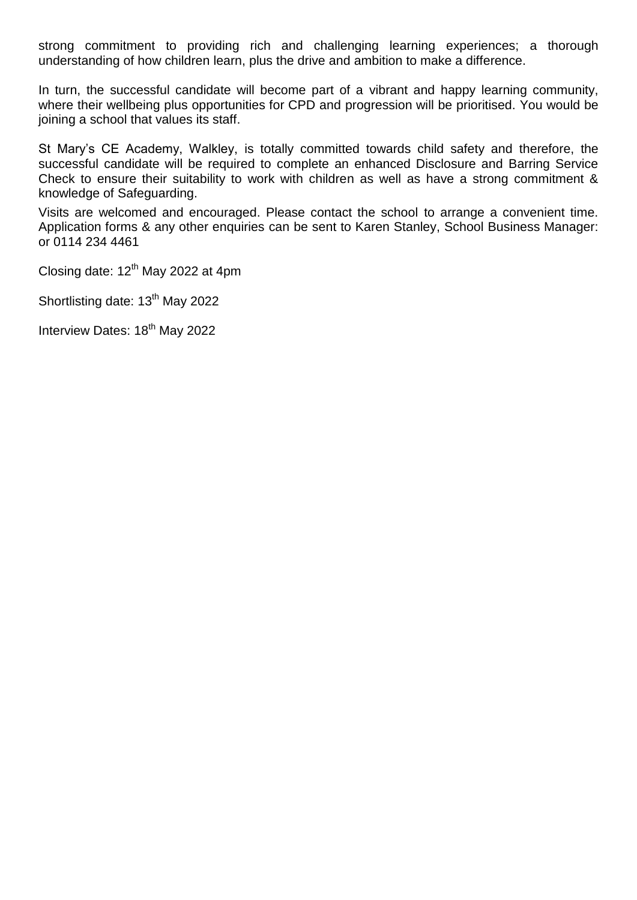strong commitment to providing rich and challenging learning experiences; a thorough understanding of how children learn, plus the drive and ambition to make a difference.

In turn, the successful candidate will become part of a vibrant and happy learning community, where their wellbeing plus opportunities for CPD and progression will be prioritised. You would be joining a school that values its staff.

St Mary's CE Academy, Walkley, is totally committed towards child safety and therefore, the successful candidate will be required to complete an enhanced Disclosure and Barring Service Check to ensure their suitability to work with children as well as have a strong commitment & knowledge of Safeguarding.

Visits are welcomed and encouraged. Please contact the school to arrange a convenient time. Application forms & any other enquiries can be sent to Karen Stanley, School Business Manager: or 0114 234 4461

Closing date: 12th May 2022 at 4pm

Shortlisting date: 13th May 2022

Interview Dates: 18th May 2022